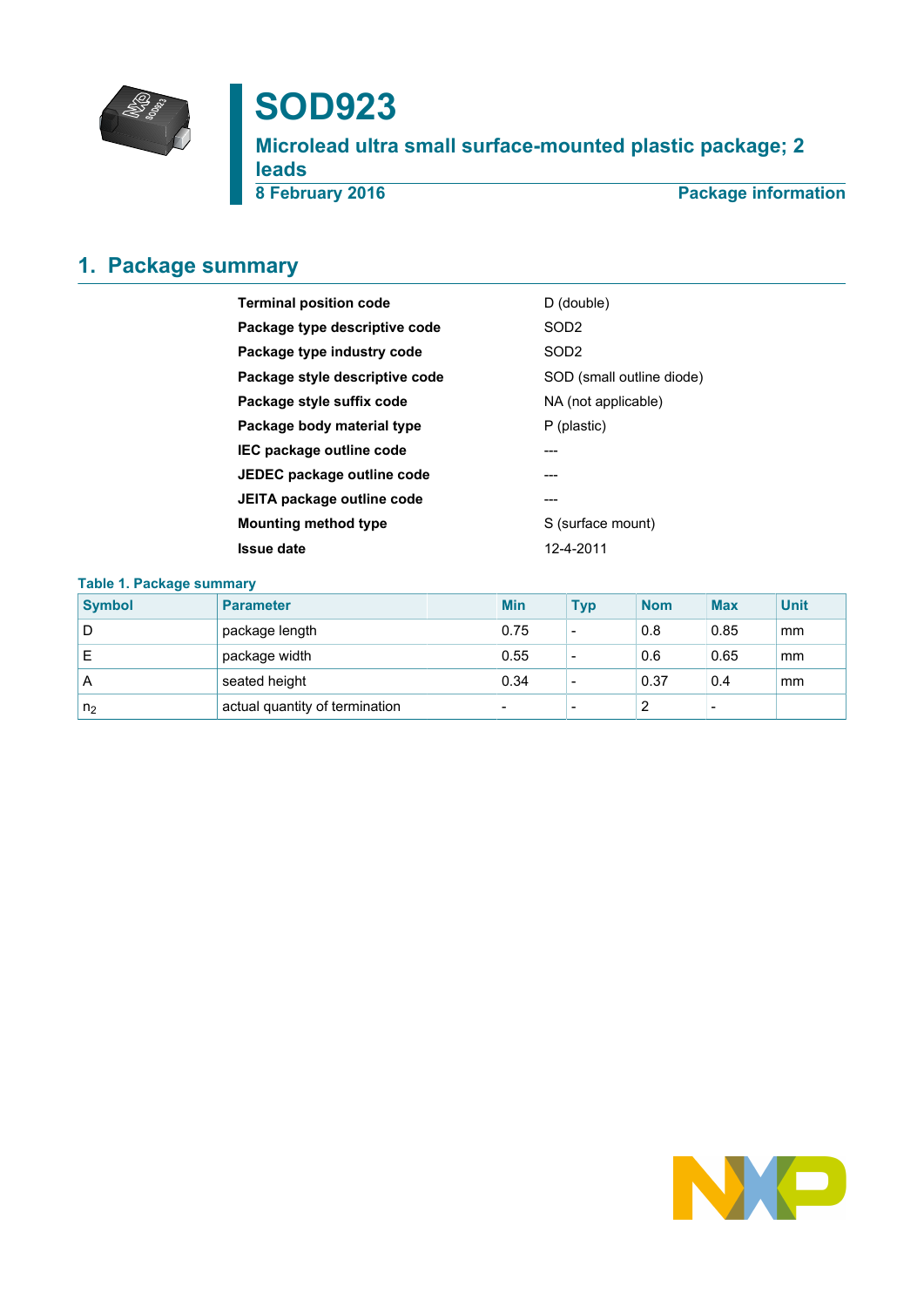# SOD923

## Microlead ultra small surface-mounted plastic package; 2 leads

**8 February 2016** — **Package information**

## 1. Package summary

| | |
|---|---|
| **Terminal position code** | D (double) |
| **Package type descriptive code** | SOD2 |
| **Package type industry code** | SOD2 |
| **Package style descriptive code** | SOD (small outline diode) |
| **Package style suffix code** | NA (not applicable) |
| **Package body material type** | P (plastic) |
| **IEC package outline code** | --- |
| **JEDEC package outline code** | --- |
| **JEITA package outline code** | --- |
| **Mounting method type** | S (surface mount) |
| **Issue date** | 12-4-2011 |

**Table 1. Package summary**

| Symbol | Parameter | Min | Typ | Nom | Max | Unit |
|---|---|---|---|---|---|---|
| D | package length | 0.75 | - | 0.8 | 0.85 | mm |
| E | package width | 0.55 | - | 0.6 | 0.65 | mm |
| A | seated height | 0.34 | - | 0.37 | 0.4 | mm |
| $n_2$ | actual quantity of termination | - | - | 2 | - | |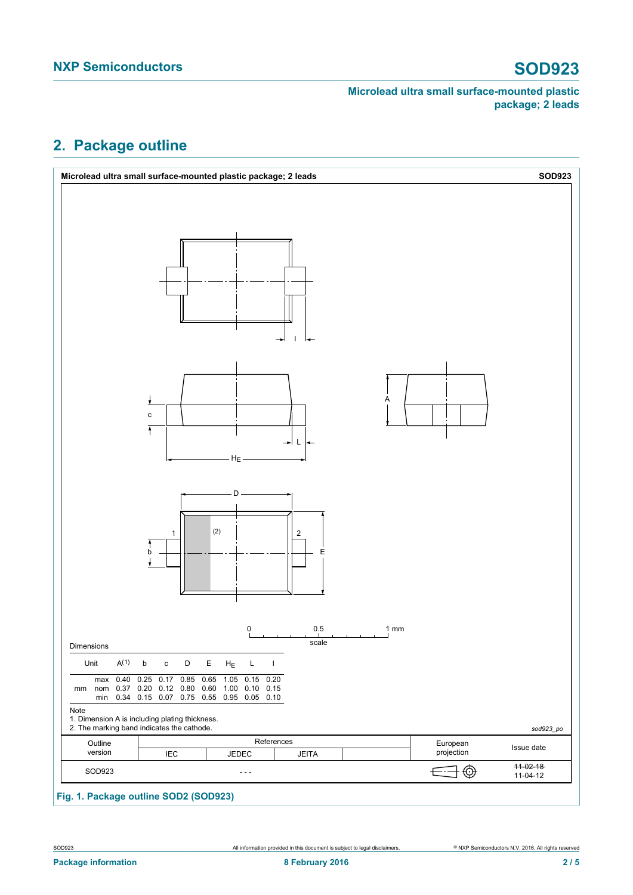## 2. Package outline

**Microlead ultra small surface-mounted plastic package; 2 leads** **SOD923**

Dimensions

| Unit | | A(1) | b | c | D | E | $H_E$ | L | l |
|---|---|---|---|---|---|---|---|---|---|
| mm | max | 0.40 | 0.25 | 0.17 | 0.85 | 0.65 | 1.05 | 0.15 | 0.20 |
| | nom | 0.37 | 0.20 | 0.12 | 0.80 | 0.60 | 1.00 | 0.10 | 0.15 |
| | min | 0.34 | 0.15 | 0.07 | 0.75 | 0.55 | 0.95 | 0.05 | 0.10 |

Note

1. Dimension A is including plating thickness.
2. The marking band indicates the cathode.

sod923_po

| Outline version | References IEC | References JEDEC | References JEITA | | European projection | Issue date |
|---|---|---|---|---|---|---|
| SOD923 | | - - - | | | | ~~11-02-18~~ 11-04-12 |

**Fig. 1. Package outline SOD2 (SOD923)**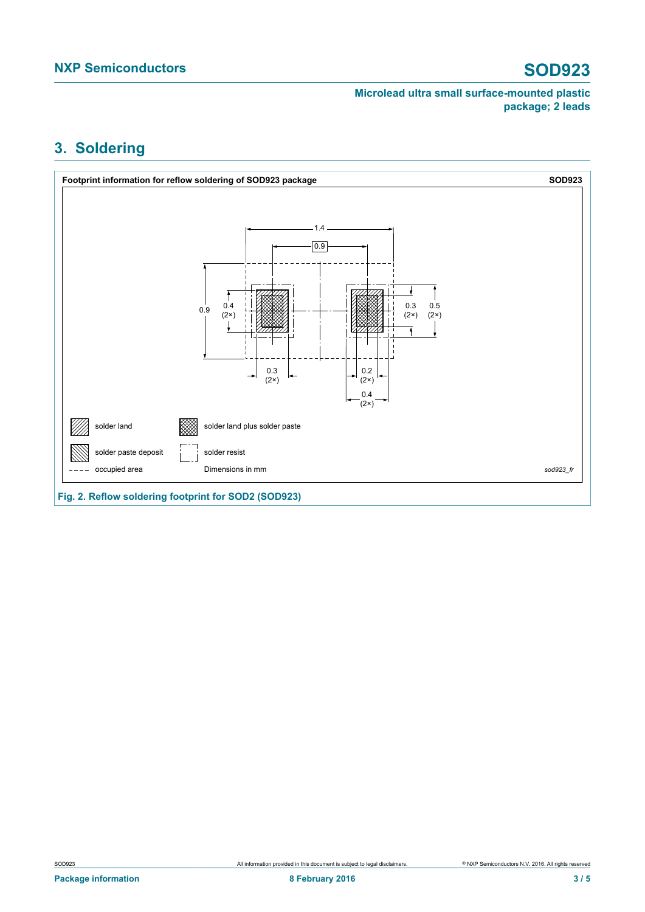## 3. Soldering

**Footprint information for reflow soldering of SOD923 package** **SOD923**

solder land

solder land plus solder paste

solder paste deposit

solder resist

occupied area

Dimensions in mm

*sod923_fr*

**Fig. 2. Reflow soldering footprint for SOD2 (SOD923)**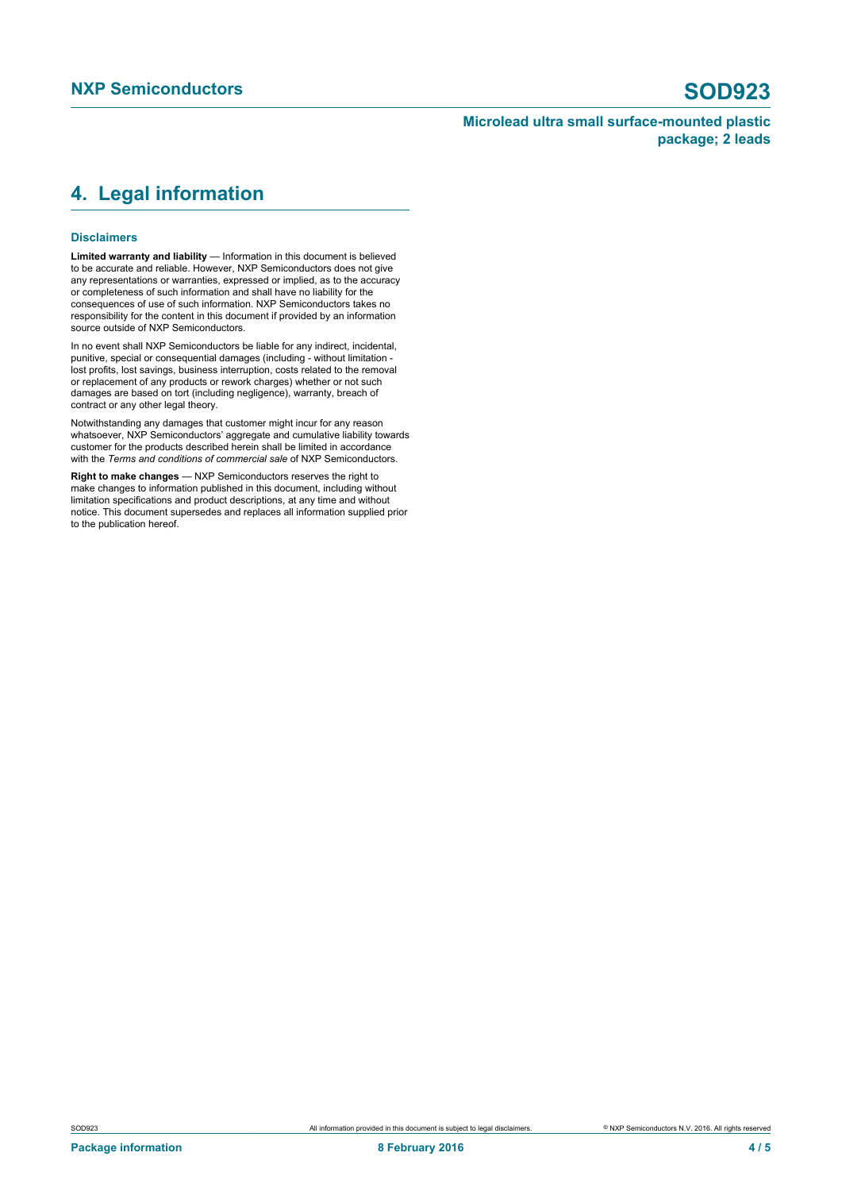## 4. Legal information

### Disclaimers

**Limited warranty and liability** — Information in this document is believed to be accurate and reliable. However, NXP Semiconductors does not give any representations or warranties, expressed or implied, as to the accuracy or completeness of such information and shall have no liability for the consequences of use of such information. NXP Semiconductors takes no responsibility for the content in this document if provided by an information source outside of NXP Semiconductors.

In no event shall NXP Semiconductors be liable for any indirect, incidental, punitive, special or consequential damages (including - without limitation - lost profits, lost savings, business interruption, costs related to the removal or replacement of any products or rework charges) whether or not such damages are based on tort (including negligence), warranty, breach of contract or any other legal theory.

Notwithstanding any damages that customer might incur for any reason whatsoever, NXP Semiconductors' aggregate and cumulative liability towards customer for the products described herein shall be limited in accordance with the *Terms and conditions of commercial sale* of NXP Semiconductors.

**Right to make changes** — NXP Semiconductors reserves the right to make changes to information published in this document, including without limitation specifications and product descriptions, at any time and without notice. This document supersedes and replaces all information supplied prior to the publication hereof.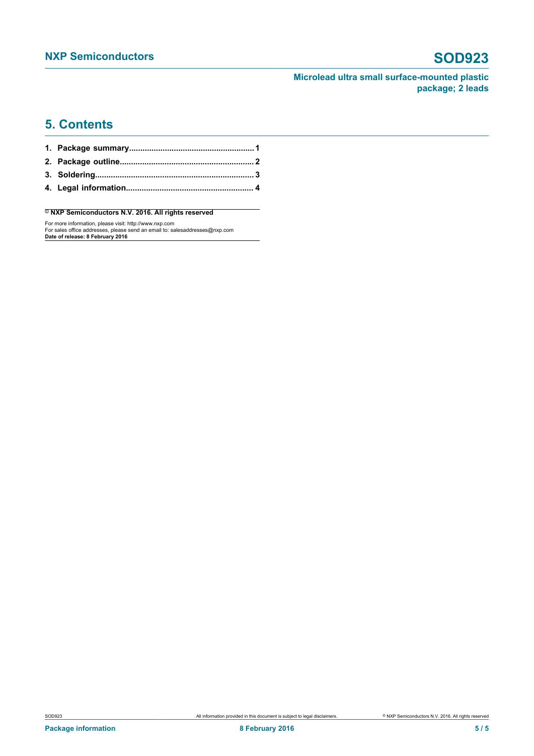## 5. Contents

**1. Package summary....................................................... 1**
**2. Package outline........................................................... 2**
**3. Soldering...................................................................... 3**
**4. Legal information........................................................ 4**

**© NXP Semiconductors N.V. 2016. All rights reserved**

For more information, please visit: http://www.nxp.com
For sales office addresses, please send an email to: salesaddresses@nxp.com
**Date of release: 8 February 2016**